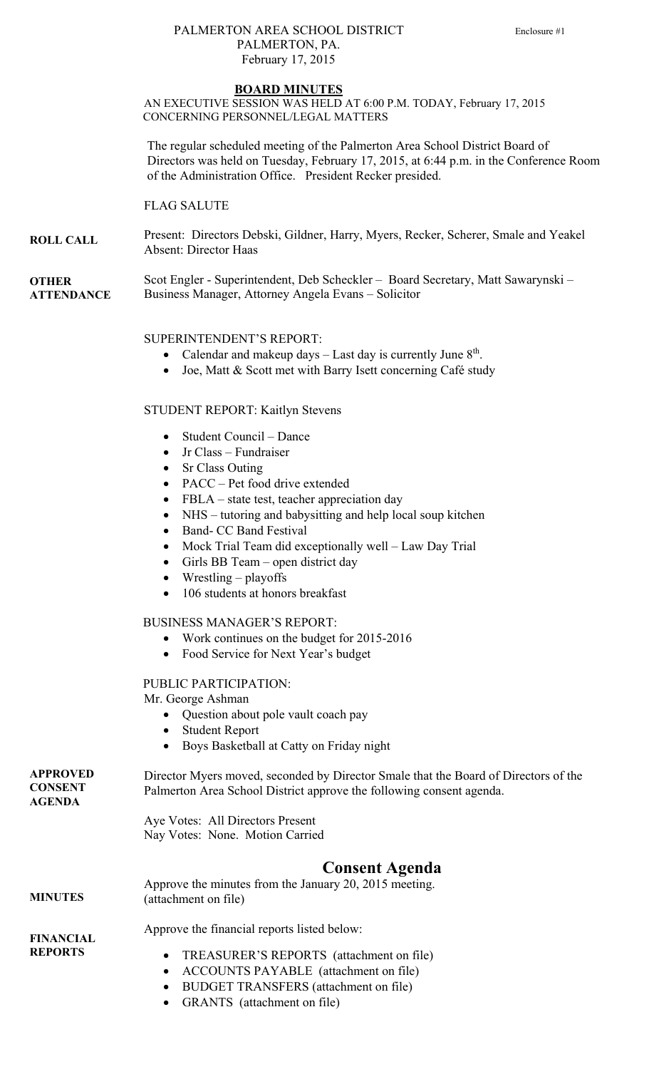PALMERTON AREA SCHOOL DISTRICT
PALMERTON, PA.
February 17, 2015

Enclosure #1

**BOARD MINUTES**

AN EXECUTIVE SESSION WAS HELD AT 6:00 P.M. TODAY, February 17, 2015 CONCERNING PERSONNEL/LEGAL MATTERS

The regular scheduled meeting of the Palmerton Area School District Board of Directors was held on Tuesday, February 17, 2015, at 6:44 p.m. in the Conference Room of the Administration Office. President Recker presided.

FLAG SALUTE

**ROLL CALL**

Present: Directors Debski, Gildner, Harry, Myers, Recker, Scherer, Smale and Yeakel
Absent: Director Haas

**OTHER ATTENDANCE**

Scot Engler - Superintendent, Deb Scheckler – Board Secretary, Matt Sawarynski – Business Manager, Attorney Angela Evans – Solicitor

SUPERINTENDENT'S REPORT:

- Calendar and makeup days – Last day is currently June 8th.
- Joe, Matt & Scott met with Barry Isett concerning Café study

STUDENT REPORT: Kaitlyn Stevens

- Student Council – Dance
- Jr Class – Fundraiser
- Sr Class Outing
- PACC – Pet food drive extended
- FBLA – state test, teacher appreciation day
- NHS – tutoring and babysitting and help local soup kitchen
- Band- CC Band Festival
- Mock Trial Team did exceptionally well – Law Day Trial
- Girls BB Team – open district day
- Wrestling – playoffs
- 106 students at honors breakfast

BUSINESS MANAGER'S REPORT:

- Work continues on the budget for 2015-2016
- Food Service for Next Year's budget

PUBLIC PARTICIPATION:
Mr. George Ashman

- Question about pole vault coach pay
- Student Report
- Boys Basketball at Catty on Friday night

**APPROVED CONSENT AGENDA**

Director Myers moved, seconded by Director Smale that the Board of Directors of the Palmerton Area School District approve the following consent agenda.

Aye Votes: All Directors Present
Nay Votes: None. Motion Carried

## Consent Agenda

**MINUTES**

Approve the minutes from the January 20, 2015 meeting.
(attachment on file)

**FINANCIAL REPORTS**

Approve the financial reports listed below:

- TREASURER'S REPORTS (attachment on file)
- ACCOUNTS PAYABLE (attachment on file)
- BUDGET TRANSFERS (attachment on file)
- GRANTS (attachment on file)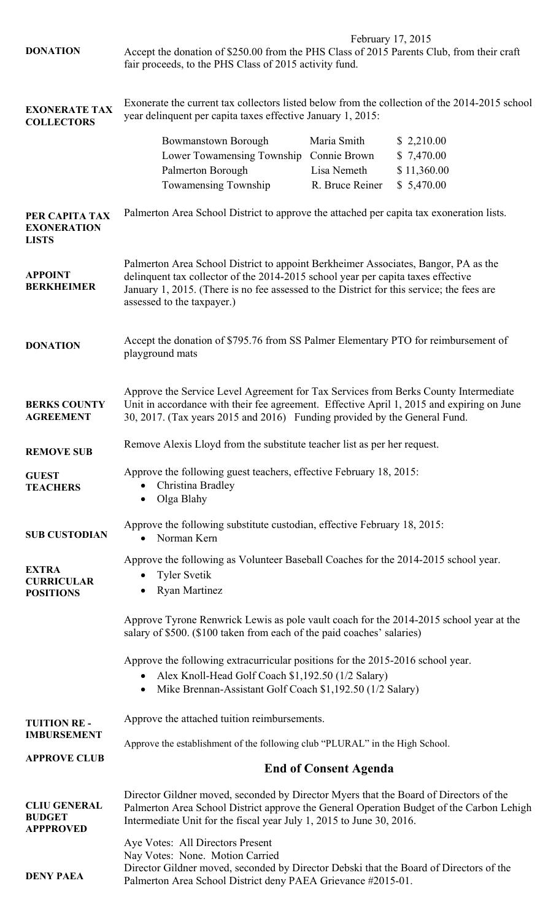February 17, 2015

**DONATION**

Accept the donation of $250.00 from the PHS Class of 2015 Parents Club, from their craft fair proceeds, to the PHS Class of 2015 activity fund.

**EXONERATE TAX COLLECTORS**

Exonerate the current tax collectors listed below from the collection of the 2014-2015 school year delinquent per capita taxes effective January 1, 2015:

| | | |
|---|---|---|
| Bowmanstown Borough | Maria Smith | $ 2,210.00 |
| Lower Towamensing Township | Connie Brown | $ 7,470.00 |
| Palmerton Borough | Lisa Nemeth | $ 11,360.00 |
| Towamensing Township | R. Bruce Reiner | $ 5,470.00 |

**PER CAPITA TAX EXONERATION LISTS**

Palmerton Area School District to approve the attached per capita tax exoneration lists.

**APPOINT BERKHEIMER**

Palmerton Area School District to appoint Berkheimer Associates, Bangor, PA as the delinquent tax collector of the 2014-2015 school year per capita taxes effective January 1, 2015. (There is no fee assessed to the District for this service; the fees are assessed to the taxpayer.)

**DONATION**

Accept the donation of $795.76 from SS Palmer Elementary PTO for reimbursement of playground mats

**BERKS COUNTY AGREEMENT**

Approve the Service Level Agreement for Tax Services from Berks County Intermediate Unit in accordance with their fee agreement. Effective April 1, 2015 and expiring on June 30, 2017. (Tax years 2015 and 2016) Funding provided by the General Fund.

**REMOVE SUB**

Remove Alexis Lloyd from the substitute teacher list as per her request.

**GUEST TEACHERS**

Approve the following guest teachers, effective February 18, 2015:

- Christina Bradley
- Olga Blahy

**SUB CUSTODIAN**

Approve the following substitute custodian, effective February 18, 2015:

- Norman Kern

**EXTRA CURRICULAR POSITIONS**

Approve the following as Volunteer Baseball Coaches for the 2014-2015 school year.

- Tyler Svetik
- Ryan Martinez

Approve Tyrone Renwrick Lewis as pole vault coach for the 2014-2015 school year at the salary of $500. ($100 taken from each of the paid coaches' salaries)

Approve the following extracurricular positions for the 2015-2016 school year.

- Alex Knoll-Head Golf Coach $1,192.50 (1/2 Salary)
- Mike Brennan-Assistant Golf Coach $1,192.50 (1/2 Salary)

**TUITION RE - IMBURSEMENT**

Approve the attached tuition reimbursements.

**APPROVE CLUB**

Approve the establishment of the following club "PLURAL" in the High School.

## End of Consent Agenda

**CLIU GENERAL BUDGET APPPROVED**

Director Gildner moved, seconded by Director Myers that the Board of Directors of the Palmerton Area School District approve the General Operation Budget of the Carbon Lehigh Intermediate Unit for the fiscal year July 1, 2015 to June 30, 2016.

Aye Votes: All Directors Present
Nay Votes: None. Motion Carried

**DENY PAEA**

Director Gildner moved, seconded by Director Debski that the Board of Directors of the Palmerton Area School District deny PAEA Grievance #2015-01.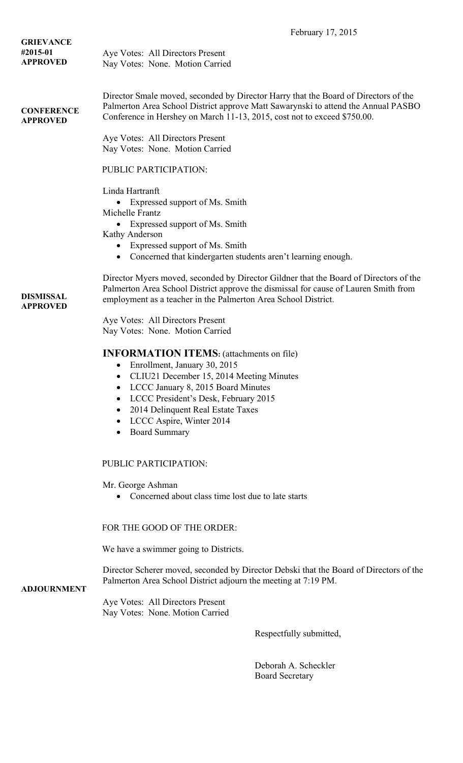February 17, 2015

**GRIEVANCE #2015-01 APPROVED**

Aye Votes: All Directors Present
Nay Votes: None. Motion Carried

**CONFERENCE APPROVED**

Director Smale moved, seconded by Director Harry that the Board of Directors of the Palmerton Area School District approve Matt Sawarynski to attend the Annual PASBO Conference in Hershey on March 11-13, 2015, cost not to exceed $750.00.

Aye Votes: All Directors Present
Nay Votes: None. Motion Carried

PUBLIC PARTICIPATION:

Linda Hartranft

- Expressed support of Ms. Smith

Michelle Frantz

- Expressed support of Ms. Smith

Kathy Anderson

- Expressed support of Ms. Smith
- Concerned that kindergarten students aren't learning enough.

**DISMISSAL APPROVED**

Director Myers moved, seconded by Director Gildner that the Board of Directors of the Palmerton Area School District approve the dismissal for cause of Lauren Smith from employment as a teacher in the Palmerton Area School District.

Aye Votes: All Directors Present
Nay Votes: None. Motion Carried

**INFORMATION ITEMS:** (attachments on file)

- Enrollment, January 30, 2015
- CLIU21 December 15, 2014 Meeting Minutes
- LCCC January 8, 2015 Board Minutes
- LCCC President's Desk, February 2015
- 2014 Delinquent Real Estate Taxes
- LCCC Aspire, Winter 2014
- Board Summary

PUBLIC PARTICIPATION:

Mr. George Ashman

- Concerned about class time lost due to late starts

FOR THE GOOD OF THE ORDER:

We have a swimmer going to Districts.

**ADJOURNMENT**

Director Scherer moved, seconded by Director Debski that the Board of Directors of the Palmerton Area School District adjourn the meeting at 7:19 PM.

Aye Votes: All Directors Present
Nay Votes: None. Motion Carried

Respectfully submitted,

Deborah A. Scheckler
Board Secretary